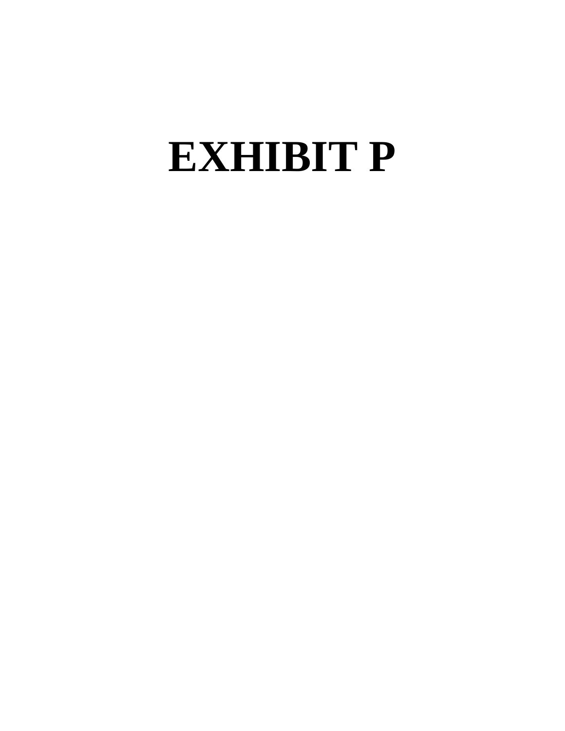# EXHIBIT P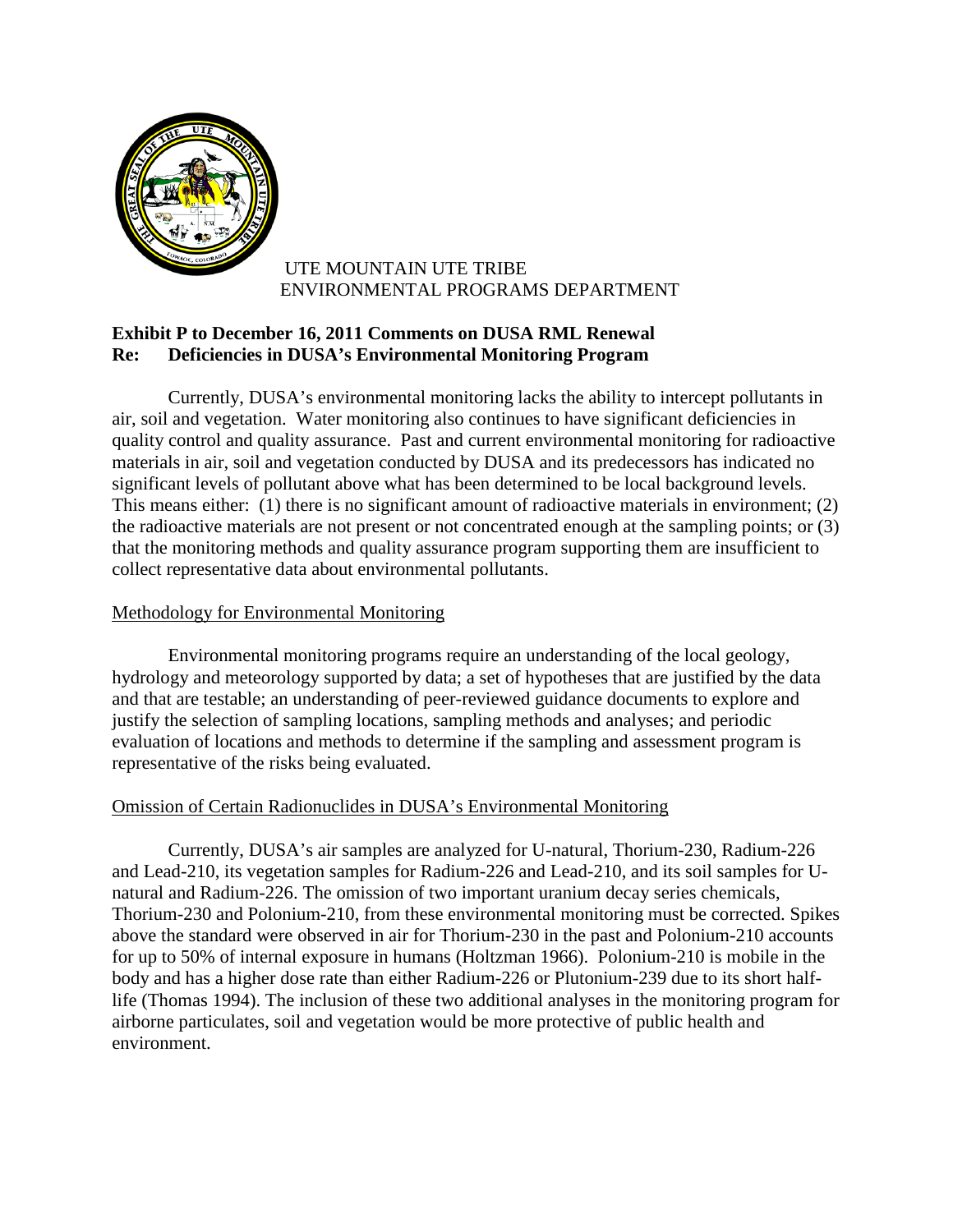UTE MOUNTAIN UTE TRIBE
ENVIRONMENTAL PROGRAMS DEPARTMENT

**Exhibit P to December 16, 2011 Comments on DUSA RML Renewal**
**Re: Deficiencies in DUSA's Environmental Monitoring Program**

Currently, DUSA's environmental monitoring lacks the ability to intercept pollutants in air, soil and vegetation. Water monitoring also continues to have significant deficiencies in quality control and quality assurance. Past and current environmental monitoring for radioactive materials in air, soil and vegetation conducted by DUSA and its predecessors has indicated no significant levels of pollutant above what has been determined to be local background levels. This means either: (1) there is no significant amount of radioactive materials in environment; (2) the radioactive materials are not present or not concentrated enough at the sampling points; or (3) that the monitoring methods and quality assurance program supporting them are insufficient to collect representative data about environmental pollutants.

<u>Methodology for Environmental Monitoring</u>

Environmental monitoring programs require an understanding of the local geology, hydrology and meteorology supported by data; a set of hypotheses that are justified by the data and that are testable; an understanding of peer-reviewed guidance documents to explore and justify the selection of sampling locations, sampling methods and analyses; and periodic evaluation of locations and methods to determine if the sampling and assessment program is representative of the risks being evaluated.

<u>Omission of Certain Radionuclides in DUSA's Environmental Monitoring</u>

Currently, DUSA's air samples are analyzed for U-natural, Thorium-230, Radium-226 and Lead-210, its vegetation samples for Radium-226 and Lead-210, and its soil samples for U-natural and Radium-226. The omission of two important uranium decay series chemicals, Thorium-230 and Polonium-210, from these environmental monitoring must be corrected. Spikes above the standard were observed in air for Thorium-230 in the past and Polonium-210 accounts for up to 50% of internal exposure in humans (Holtzman 1966). Polonium-210 is mobile in the body and has a higher dose rate than either Radium-226 or Plutonium-239 due to its short half-life (Thomas 1994). The inclusion of these two additional analyses in the monitoring program for airborne particulates, soil and vegetation would be more protective of public health and environment.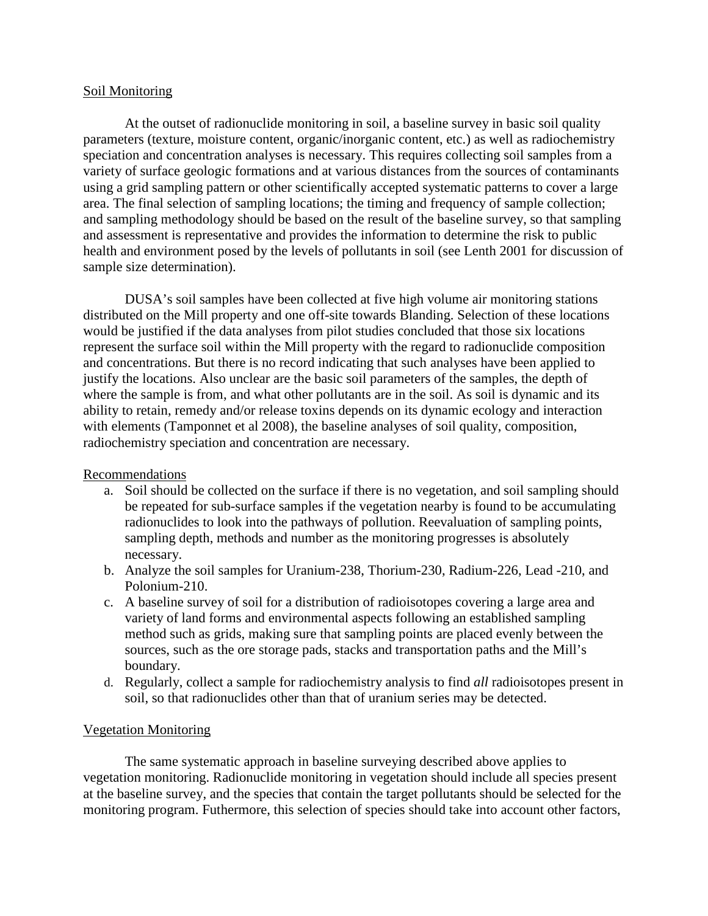Soil Monitoring

At the outset of radionuclide monitoring in soil, a baseline survey in basic soil quality parameters (texture, moisture content, organic/inorganic content, etc.) as well as radiochemistry speciation and concentration analyses is necessary. This requires collecting soil samples from a variety of surface geologic formations and at various distances from the sources of contaminants using a grid sampling pattern or other scientifically accepted systematic patterns to cover a large area. The final selection of sampling locations; the timing and frequency of sample collection; and sampling methodology should be based on the result of the baseline survey, so that sampling and assessment is representative and provides the information to determine the risk to public health and environment posed by the levels of pollutants in soil (see Lenth 2001 for discussion of sample size determination).

DUSA's soil samples have been collected at five high volume air monitoring stations distributed on the Mill property and one off-site towards Blanding. Selection of these locations would be justified if the data analyses from pilot studies concluded that those six locations represent the surface soil within the Mill property with the regard to radionuclide composition and concentrations. But there is no record indicating that such analyses have been applied to justify the locations. Also unclear are the basic soil parameters of the samples, the depth of where the sample is from, and what other pollutants are in the soil. As soil is dynamic and its ability to retain, remedy and/or release toxins depends on its dynamic ecology and interaction with elements (Tamponnet et al 2008), the baseline analyses of soil quality, composition, radiochemistry speciation and concentration are necessary.

Recommendations

a. Soil should be collected on the surface if there is no vegetation, and soil sampling should be repeated for sub-surface samples if the vegetation nearby is found to be accumulating radionuclides to look into the pathways of pollution. Reevaluation of sampling points, sampling depth, methods and number as the monitoring progresses is absolutely necessary.
b. Analyze the soil samples for Uranium-238, Thorium-230, Radium-226, Lead -210, and Polonium-210.
c. A baseline survey of soil for a distribution of radioisotopes covering a large area and variety of land forms and environmental aspects following an established sampling method such as grids, making sure that sampling points are placed evenly between the sources, such as the ore storage pads, stacks and transportation paths and the Mill's boundary.
d. Regularly, collect a sample for radiochemistry analysis to find *all* radioisotopes present in soil, so that radionuclides other than that of uranium series may be detected.

Vegetation Monitoring

The same systematic approach in baseline surveying described above applies to vegetation monitoring. Radionuclide monitoring in vegetation should include all species present at the baseline survey, and the species that contain the target pollutants should be selected for the monitoring program. Futhermore, this selection of species should take into account other factors,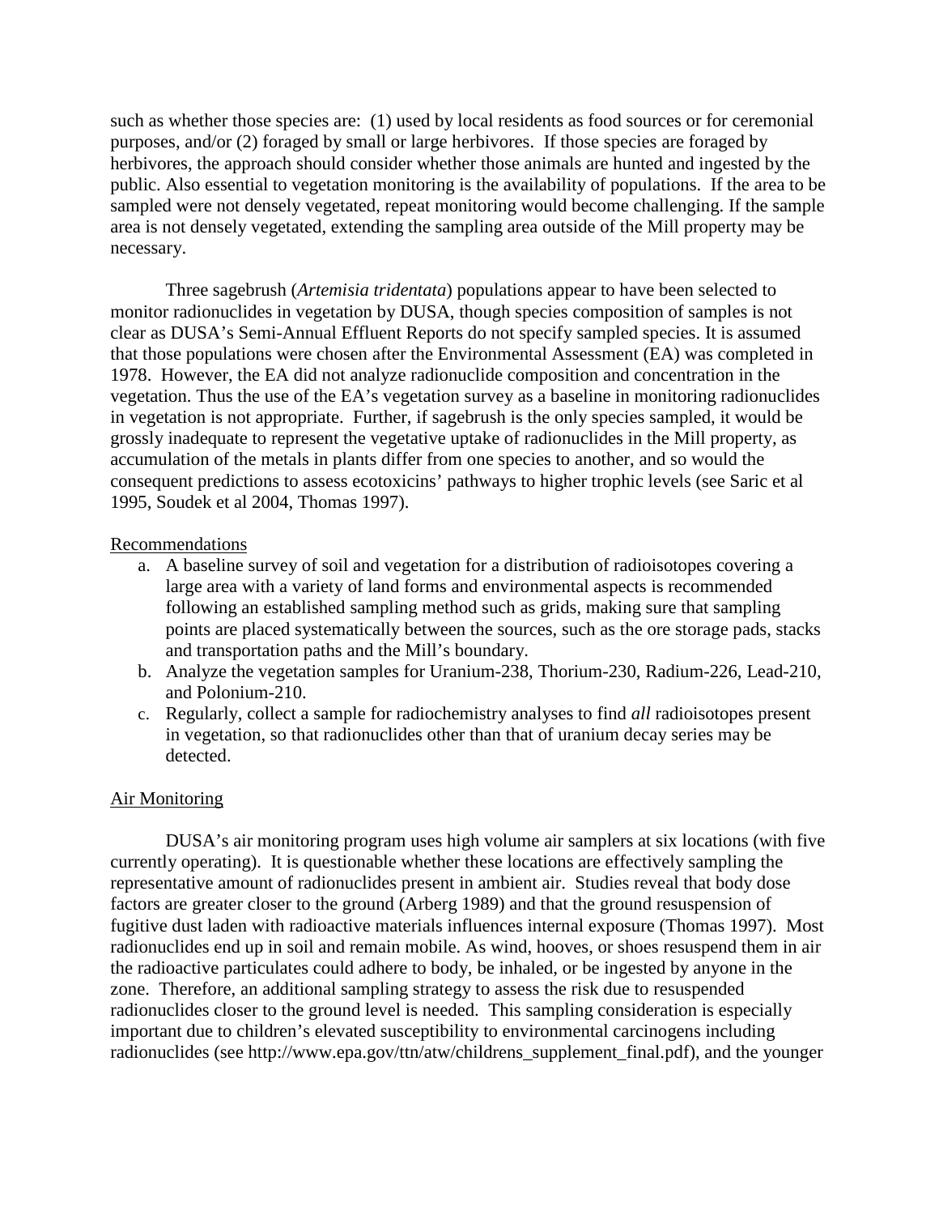such as whether those species are: (1) used by local residents as food sources or for ceremonial purposes, and/or (2) foraged by small or large herbivores. If those species are foraged by herbivores, the approach should consider whether those animals are hunted and ingested by the public. Also essential to vegetation monitoring is the availability of populations. If the area to be sampled were not densely vegetated, repeat monitoring would become challenging. If the sample area is not densely vegetated, extending the sampling area outside of the Mill property may be necessary.

Three sagebrush (*Artemisia tridentata*) populations appear to have been selected to monitor radionuclides in vegetation by DUSA, though species composition of samples is not clear as DUSA's Semi-Annual Effluent Reports do not specify sampled species. It is assumed that those populations were chosen after the Environmental Assessment (EA) was completed in 1978. However, the EA did not analyze radionuclide composition and concentration in the vegetation. Thus the use of the EA's vegetation survey as a baseline in monitoring radionuclides in vegetation is not appropriate. Further, if sagebrush is the only species sampled, it would be grossly inadequate to represent the vegetative uptake of radionuclides in the Mill property, as accumulation of the metals in plants differ from one species to another, and so would the consequent predictions to assess ecotoxicins' pathways to higher trophic levels (see Saric et al 1995, Soudek et al 2004, Thomas 1997).

Recommendations

a. A baseline survey of soil and vegetation for a distribution of radioisotopes covering a large area with a variety of land forms and environmental aspects is recommended following an established sampling method such as grids, making sure that sampling points are placed systematically between the sources, such as the ore storage pads, stacks and transportation paths and the Mill's boundary.
b. Analyze the vegetation samples for Uranium-238, Thorium-230, Radium-226, Lead-210, and Polonium-210.
c. Regularly, collect a sample for radiochemistry analyses to find *all* radioisotopes present in vegetation, so that radionuclides other than that of uranium decay series may be detected.

Air Monitoring

DUSA's air monitoring program uses high volume air samplers at six locations (with five currently operating). It is questionable whether these locations are effectively sampling the representative amount of radionuclides present in ambient air. Studies reveal that body dose factors are greater closer to the ground (Arberg 1989) and that the ground resuspension of fugitive dust laden with radioactive materials influences internal exposure (Thomas 1997). Most radionuclides end up in soil and remain mobile. As wind, hooves, or shoes resuspend them in air the radioactive particulates could adhere to body, be inhaled, or be ingested by anyone in the zone. Therefore, an additional sampling strategy to assess the risk due to resuspended radionuclides closer to the ground level is needed. This sampling consideration is especially important due to children's elevated susceptibility to environmental carcinogens including radionuclides (see http://www.epa.gov/ttn/atw/childrens_supplement_final.pdf), and the younger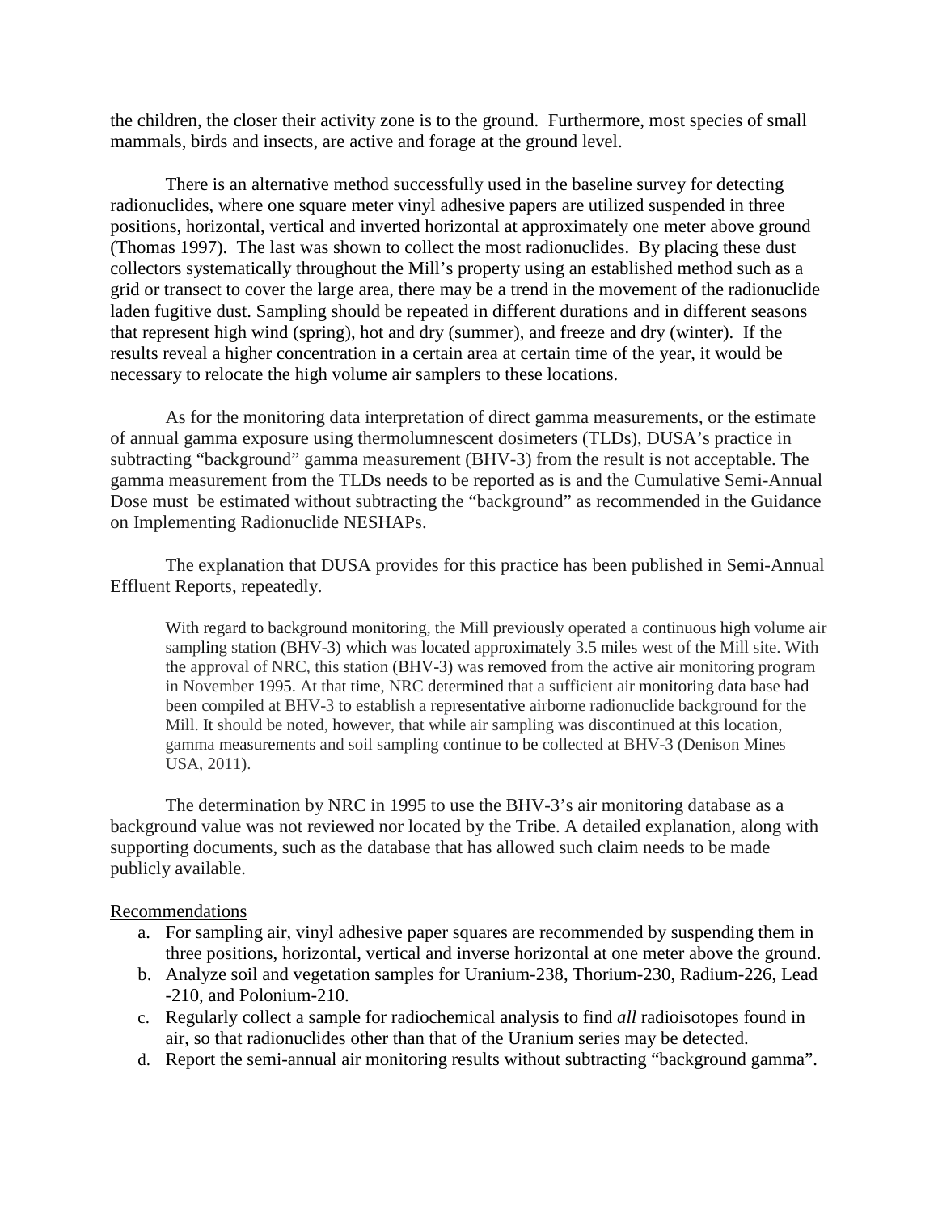the children, the closer their activity zone is to the ground. Furthermore, most species of small mammals, birds and insects, are active and forage at the ground level.

There is an alternative method successfully used in the baseline survey for detecting radionuclides, where one square meter vinyl adhesive papers are utilized suspended in three positions, horizontal, vertical and inverted horizontal at approximately one meter above ground (Thomas 1997). The last was shown to collect the most radionuclides. By placing these dust collectors systematically throughout the Mill's property using an established method such as a grid or transect to cover the large area, there may be a trend in the movement of the radionuclide laden fugitive dust. Sampling should be repeated in different durations and in different seasons that represent high wind (spring), hot and dry (summer), and freeze and dry (winter). If the results reveal a higher concentration in a certain area at certain time of the year, it would be necessary to relocate the high volume air samplers to these locations.

As for the monitoring data interpretation of direct gamma measurements, or the estimate of annual gamma exposure using thermolumnescent dosimeters (TLDs), DUSA's practice in subtracting "background" gamma measurement (BHV-3) from the result is not acceptable. The gamma measurement from the TLDs needs to be reported as is and the Cumulative Semi-Annual Dose must be estimated without subtracting the "background" as recommended in the Guidance on Implementing Radionuclide NESHAPs.

The explanation that DUSA provides for this practice has been published in Semi-Annual Effluent Reports, repeatedly.

> With regard to background monitoring, the Mill previously operated a continuous high volume air sampling station (BHV-3) which was located approximately 3.5 miles west of the Mill site. With the approval of NRC, this station (BHV-3) was removed from the active air monitoring program in November 1995. At that time, NRC determined that a sufficient air monitoring data base had been compiled at BHV-3 to establish a representative airborne radionuclide background for the Mill. It should be noted, however, that while air sampling was discontinued at this location, gamma measurements and soil sampling continue to be collected at BHV-3 (Denison Mines USA, 2011).

The determination by NRC in 1995 to use the BHV-3's air monitoring database as a background value was not reviewed nor located by the Tribe. A detailed explanation, along with supporting documents, such as the database that has allowed such claim needs to be made publicly available.

Recommendations

a. For sampling air, vinyl adhesive paper squares are recommended by suspending them in three positions, horizontal, vertical and inverse horizontal at one meter above the ground.
b. Analyze soil and vegetation samples for Uranium-238, Thorium-230, Radium-226, Lead -210, and Polonium-210.
c. Regularly collect a sample for radiochemical analysis to find *all* radioisotopes found in air, so that radionuclides other than that of the Uranium series may be detected.
d. Report the semi-annual air monitoring results without subtracting "background gamma".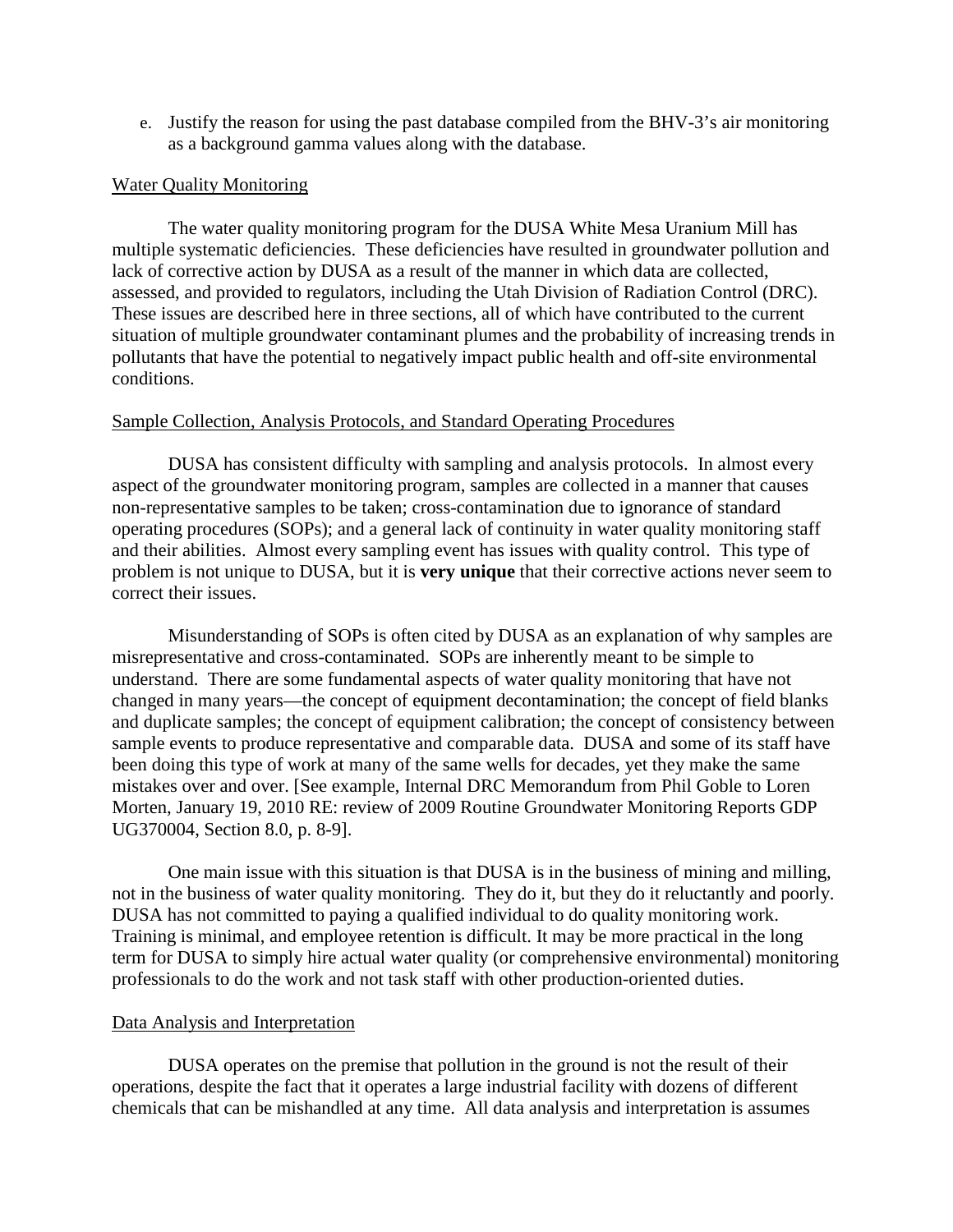e. Justify the reason for using the past database compiled from the BHV-3's air monitoring as a background gamma values along with the database.

Water Quality Monitoring

The water quality monitoring program for the DUSA White Mesa Uranium Mill has multiple systematic deficiencies. These deficiencies have resulted in groundwater pollution and lack of corrective action by DUSA as a result of the manner in which data are collected, assessed, and provided to regulators, including the Utah Division of Radiation Control (DRC). These issues are described here in three sections, all of which have contributed to the current situation of multiple groundwater contaminant plumes and the probability of increasing trends in pollutants that have the potential to negatively impact public health and off-site environmental conditions.

Sample Collection, Analysis Protocols, and Standard Operating Procedures

DUSA has consistent difficulty with sampling and analysis protocols. In almost every aspect of the groundwater monitoring program, samples are collected in a manner that causes non-representative samples to be taken; cross-contamination due to ignorance of standard operating procedures (SOPs); and a general lack of continuity in water quality monitoring staff and their abilities. Almost every sampling event has issues with quality control. This type of problem is not unique to DUSA, but it is **very unique** that their corrective actions never seem to correct their issues.

Misunderstanding of SOPs is often cited by DUSA as an explanation of why samples are misrepresentative and cross-contaminated. SOPs are inherently meant to be simple to understand. There are some fundamental aspects of water quality monitoring that have not changed in many years—the concept of equipment decontamination; the concept of field blanks and duplicate samples; the concept of equipment calibration; the concept of consistency between sample events to produce representative and comparable data. DUSA and some of its staff have been doing this type of work at many of the same wells for decades, yet they make the same mistakes over and over. [See example, Internal DRC Memorandum from Phil Goble to Loren Morten, January 19, 2010 RE: review of 2009 Routine Groundwater Monitoring Reports GDP UG370004, Section 8.0, p. 8-9].

One main issue with this situation is that DUSA is in the business of mining and milling, not in the business of water quality monitoring. They do it, but they do it reluctantly and poorly. DUSA has not committed to paying a qualified individual to do quality monitoring work. Training is minimal, and employee retention is difficult. It may be more practical in the long term for DUSA to simply hire actual water quality (or comprehensive environmental) monitoring professionals to do the work and not task staff with other production-oriented duties.

Data Analysis and Interpretation

DUSA operates on the premise that pollution in the ground is not the result of their operations, despite the fact that it operates a large industrial facility with dozens of different chemicals that can be mishandled at any time. All data analysis and interpretation is assumes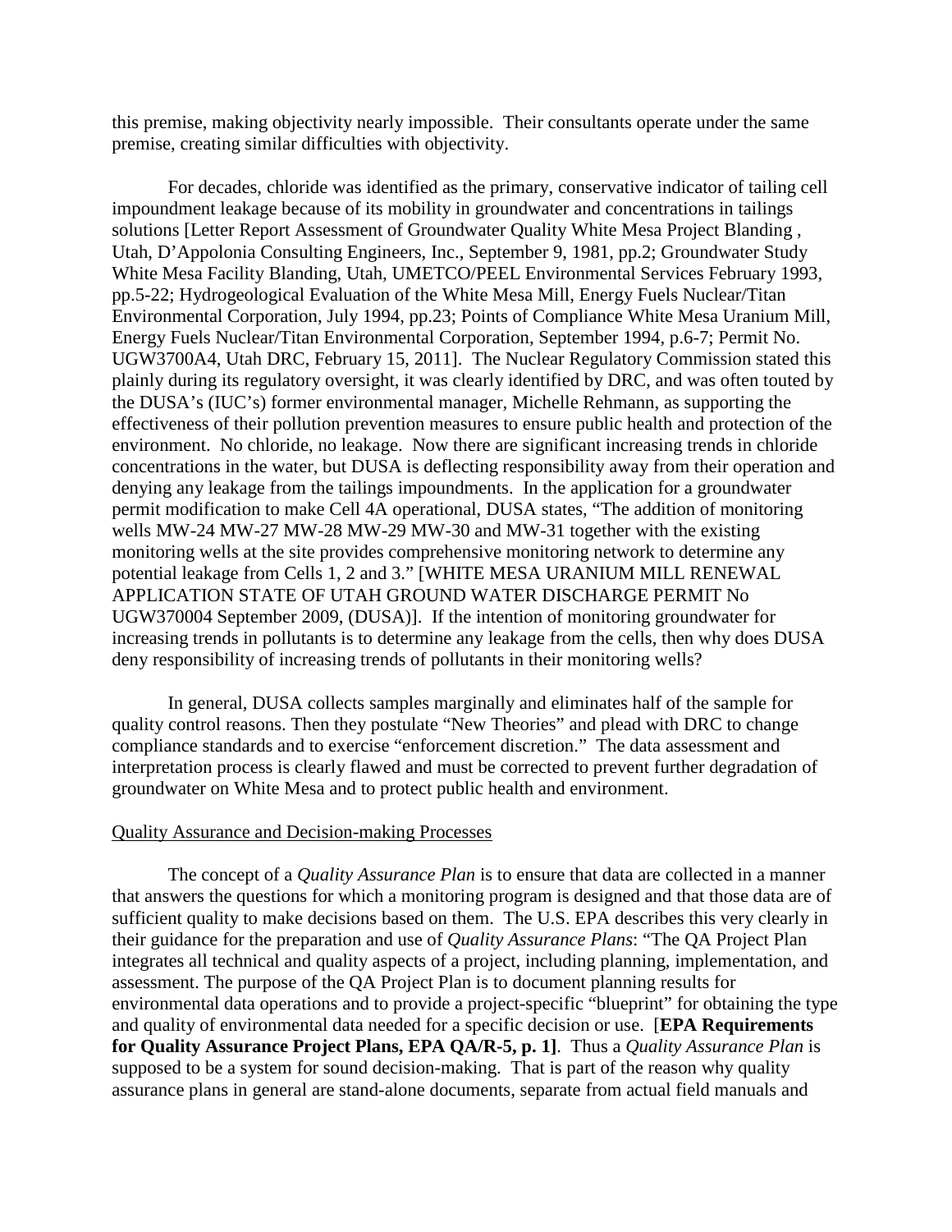this premise, making objectivity nearly impossible. Their consultants operate under the same premise, creating similar difficulties with objectivity.

For decades, chloride was identified as the primary, conservative indicator of tailing cell impoundment leakage because of its mobility in groundwater and concentrations in tailings solutions [Letter Report Assessment of Groundwater Quality White Mesa Project Blanding , Utah, D'Appolonia Consulting Engineers, Inc., September 9, 1981, pp.2; Groundwater Study White Mesa Facility Blanding, Utah, UMETCO/PEEL Environmental Services February 1993, pp.5-22; Hydrogeological Evaluation of the White Mesa Mill, Energy Fuels Nuclear/Titan Environmental Corporation, July 1994, pp.23; Points of Compliance White Mesa Uranium Mill, Energy Fuels Nuclear/Titan Environmental Corporation, September 1994, p.6-7; Permit No. UGW3700A4, Utah DRC, February 15, 2011]. The Nuclear Regulatory Commission stated this plainly during its regulatory oversight, it was clearly identified by DRC, and was often touted by the DUSA's (IUC's) former environmental manager, Michelle Rehmann, as supporting the effectiveness of their pollution prevention measures to ensure public health and protection of the environment. No chloride, no leakage. Now there are significant increasing trends in chloride concentrations in the water, but DUSA is deflecting responsibility away from their operation and denying any leakage from the tailings impoundments. In the application for a groundwater permit modification to make Cell 4A operational, DUSA states, "The addition of monitoring wells MW-24 MW-27 MW-28 MW-29 MW-30 and MW-31 together with the existing monitoring wells at the site provides comprehensive monitoring network to determine any potential leakage from Cells 1, 2 and 3." [WHITE MESA URANIUM MILL RENEWAL APPLICATION STATE OF UTAH GROUND WATER DISCHARGE PERMIT No UGW370004 September 2009, (DUSA)]. If the intention of monitoring groundwater for increasing trends in pollutants is to determine any leakage from the cells, then why does DUSA deny responsibility of increasing trends of pollutants in their monitoring wells?

In general, DUSA collects samples marginally and eliminates half of the sample for quality control reasons. Then they postulate "New Theories" and plead with DRC to change compliance standards and to exercise "enforcement discretion." The data assessment and interpretation process is clearly flawed and must be corrected to prevent further degradation of groundwater on White Mesa and to protect public health and environment.

## Quality Assurance and Decision-making Processes

The concept of a *Quality Assurance Plan* is to ensure that data are collected in a manner that answers the questions for which a monitoring program is designed and that those data are of sufficient quality to make decisions based on them. The U.S. EPA describes this very clearly in their guidance for the preparation and use of *Quality Assurance Plans*: "The QA Project Plan integrates all technical and quality aspects of a project, including planning, implementation, and assessment. The purpose of the QA Project Plan is to document planning results for environmental data operations and to provide a project-specific "blueprint" for obtaining the type and quality of environmental data needed for a specific decision or use. [**EPA Requirements for Quality Assurance Project Plans, EPA QA/R-5, p. 1]**. Thus a *Quality Assurance Plan* is supposed to be a system for sound decision-making. That is part of the reason why quality assurance plans in general are stand-alone documents, separate from actual field manuals and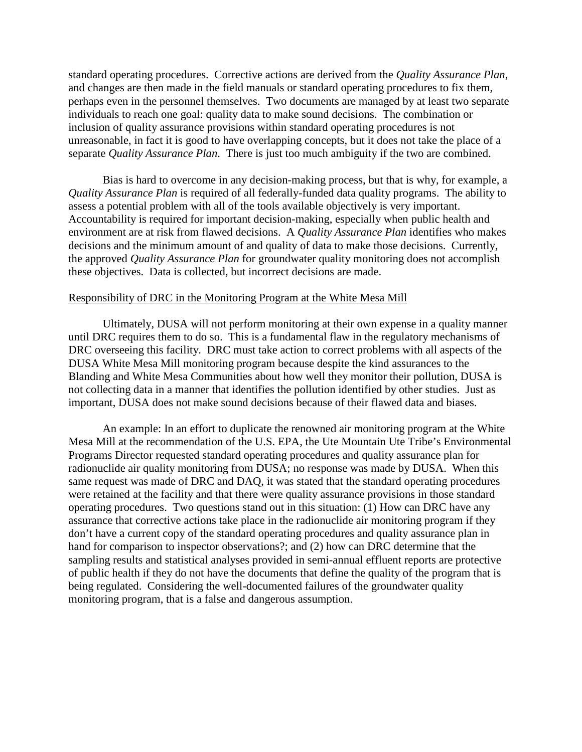standard operating procedures. Corrective actions are derived from the *Quality Assurance Plan*, and changes are then made in the field manuals or standard operating procedures to fix them, perhaps even in the personnel themselves. Two documents are managed by at least two separate individuals to reach one goal: quality data to make sound decisions. The combination or inclusion of quality assurance provisions within standard operating procedures is not unreasonable, in fact it is good to have overlapping concepts, but it does not take the place of a separate *Quality Assurance Plan*. There is just too much ambiguity if the two are combined.

Bias is hard to overcome in any decision-making process, but that is why, for example, a *Quality Assurance Plan* is required of all federally-funded data quality programs. The ability to assess a potential problem with all of the tools available objectively is very important. Accountability is required for important decision-making, especially when public health and environment are at risk from flawed decisions. A *Quality Assurance Plan* identifies who makes decisions and the minimum amount of and quality of data to make those decisions. Currently, the approved *Quality Assurance Plan* for groundwater quality monitoring does not accomplish these objectives. Data is collected, but incorrect decisions are made.

<u>Responsibility of DRC in the Monitoring Program at the White Mesa Mill</u>

Ultimately, DUSA will not perform monitoring at their own expense in a quality manner until DRC requires them to do so. This is a fundamental flaw in the regulatory mechanisms of DRC overseeing this facility. DRC must take action to correct problems with all aspects of the DUSA White Mesa Mill monitoring program because despite the kind assurances to the Blanding and White Mesa Communities about how well they monitor their pollution, DUSA is not collecting data in a manner that identifies the pollution identified by other studies. Just as important, DUSA does not make sound decisions because of their flawed data and biases.

An example: In an effort to duplicate the renowned air monitoring program at the White Mesa Mill at the recommendation of the U.S. EPA, the Ute Mountain Ute Tribe's Environmental Programs Director requested standard operating procedures and quality assurance plan for radionuclide air quality monitoring from DUSA; no response was made by DUSA. When this same request was made of DRC and DAQ, it was stated that the standard operating procedures were retained at the facility and that there were quality assurance provisions in those standard operating procedures. Two questions stand out in this situation: (1) How can DRC have any assurance that corrective actions take place in the radionuclide air monitoring program if they don't have a current copy of the standard operating procedures and quality assurance plan in hand for comparison to inspector observations?; and (2) how can DRC determine that the sampling results and statistical analyses provided in semi-annual effluent reports are protective of public health if they do not have the documents that define the quality of the program that is being regulated. Considering the well-documented failures of the groundwater quality monitoring program, that is a false and dangerous assumption.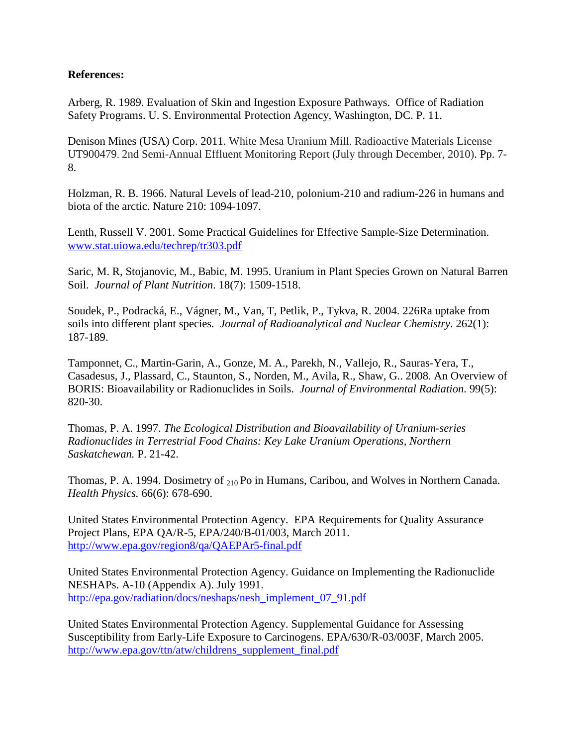**References:**

Arberg, R. 1989. Evaluation of Skin and Ingestion Exposure Pathways. Office of Radiation Safety Programs. U. S. Environmental Protection Agency, Washington, DC. P. 11.

Denison Mines (USA) Corp. 2011. White Mesa Uranium Mill. Radioactive Materials License UT900479. 2nd Semi-Annual Effluent Monitoring Report (July through December, 2010). Pp. 7-8.

Holzman, R. B. 1966. Natural Levels of lead-210, polonium-210 and radium-226 in humans and biota of the arctic. Nature 210: 1094-1097.

Lenth, Russell V. 2001. Some Practical Guidelines for Effective Sample-Size Determination. www.stat.uiowa.edu/techrep/tr303.pdf

Saric, M. R, Stojanovic, M., Babic, M. 1995. Uranium in Plant Species Grown on Natural Barren Soil. *Journal of Plant Nutrition*. 18(7): 1509-1518.

Soudek, P., Podracká, E., Vágner, M., Van, T, Petlik, P., Tykva, R. 2004. 226Ra uptake from soils into different plant species. *Journal of Radioanalytical and Nuclear Chemistry*. 262(1): 187-189.

Tamponnet, C., Martin-Garin, A., Gonze, M. A., Parekh, N., Vallejo, R., Sauras-Yera, T., Casadesus, J., Plassard, C., Staunton, S., Norden, M., Avila, R., Shaw, G.. 2008. An Overview of BORIS: Bioavailability or Radionuclides in Soils. *Journal of Environmental Radiation*. 99(5): 820-30.

Thomas, P. A. 1997. *The Ecological Distribution and Bioavailability of Uranium-series Radionuclides in Terrestrial Food Chains: Key Lake Uranium Operations, Northern Saskatchewan.* P. 21-42.

Thomas, P. A. 1994. Dosimetry of $_{210}$ Po in Humans, Caribou, and Wolves in Northern Canada. *Health Physics.* 66(6): 678-690.

United States Environmental Protection Agency. EPA Requirements for Quality Assurance Project Plans, EPA QA/R-5, EPA/240/B-01/003, March 2011. http://www.epa.gov/region8/qa/QAEPAr5-final.pdf

United States Environmental Protection Agency. Guidance on Implementing the Radionuclide NESHAPs. A-10 (Appendix A). July 1991. http://epa.gov/radiation/docs/neshaps/nesh_implement_07_91.pdf

United States Environmental Protection Agency. Supplemental Guidance for Assessing Susceptibility from Early-Life Exposure to Carcinogens. EPA/630/R-03/003F, March 2005. http://www.epa.gov/ttn/atw/childrens_supplement_final.pdf